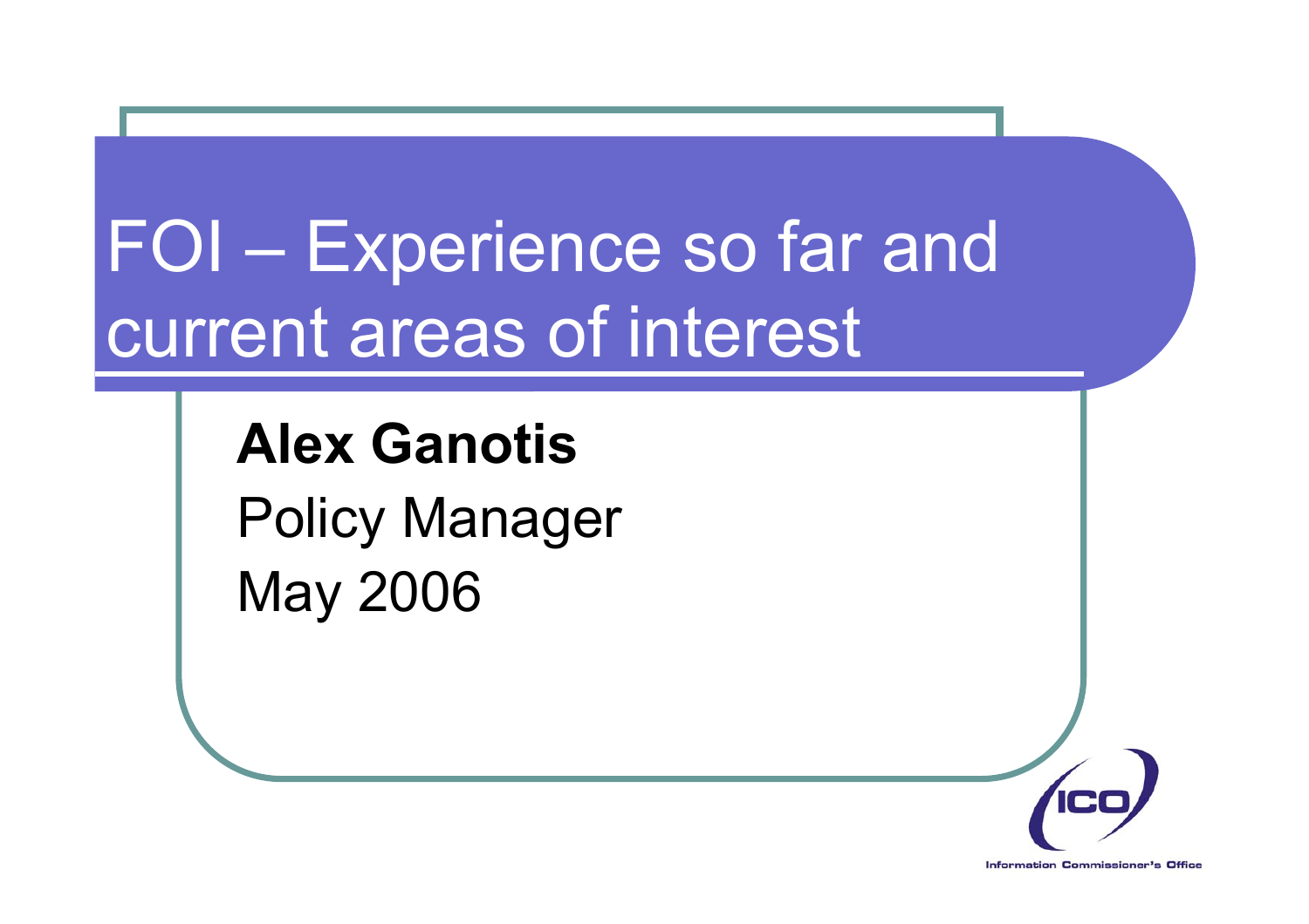# FOI – Experience so far and current areas of interest

**Alex Ganotis**

Policy Manager

May 2006

Information Commissioner's Office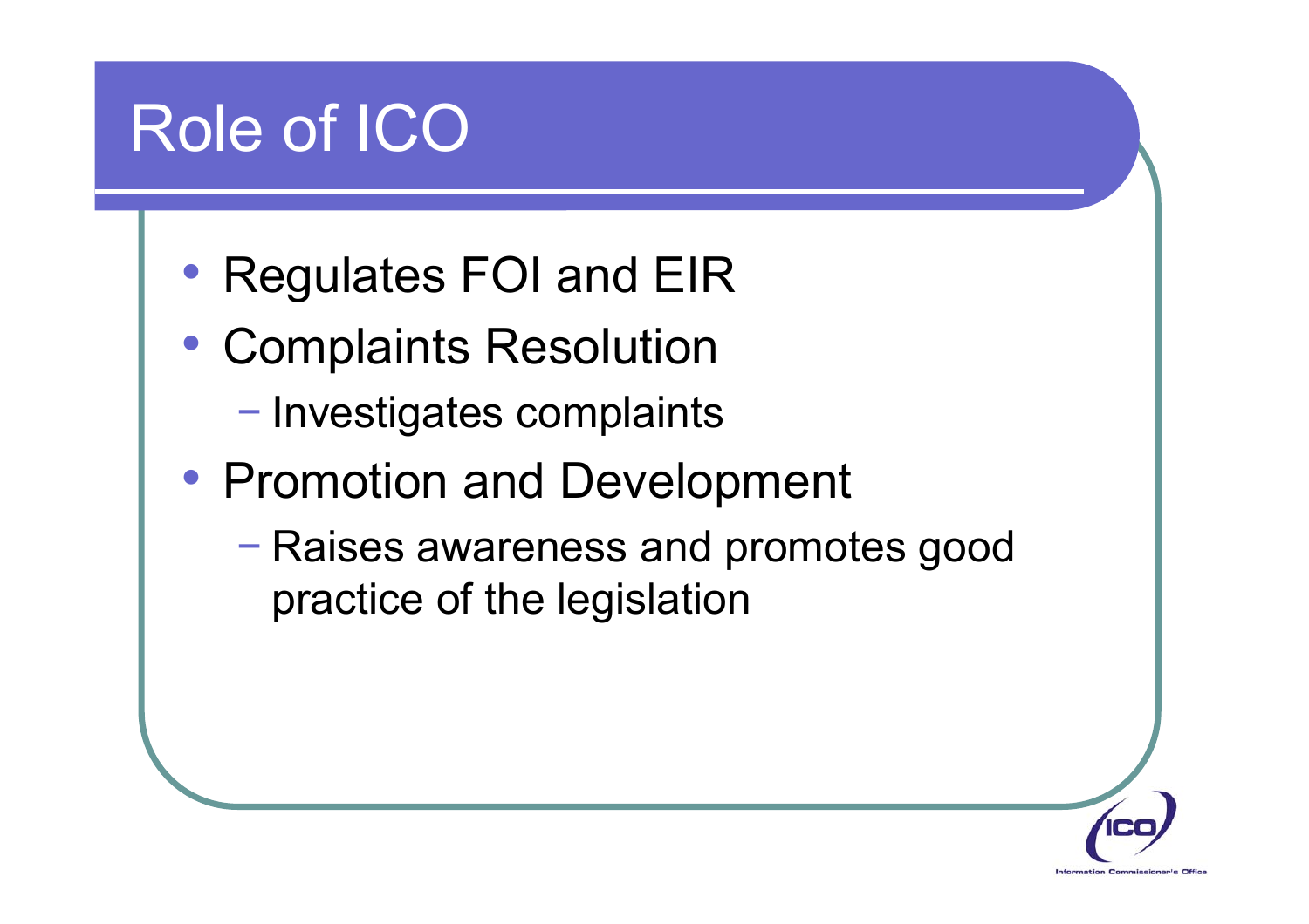# Role of ICO

- Regulates FOI and EIR
- Complaints Resolution
  - Investigates complaints
- Promotion and Development
  - Raises awareness and promotes good practice of the legislation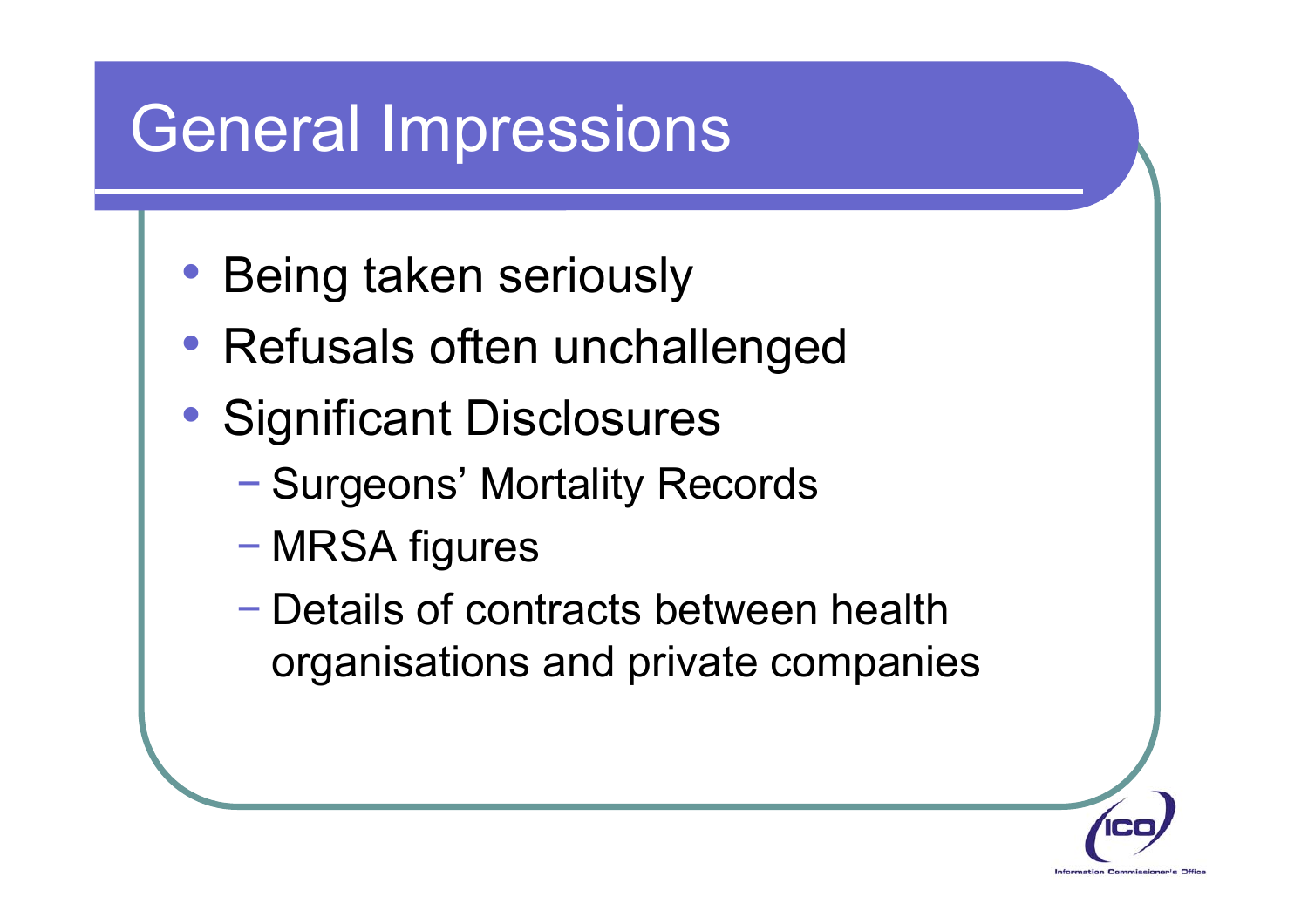# General Impressions

- Being taken seriously
- Refusals often unchallenged
- Significant Disclosures
  - Surgeons' Mortality Records
  - MRSA figures
  - Details of contracts between health organisations and private companies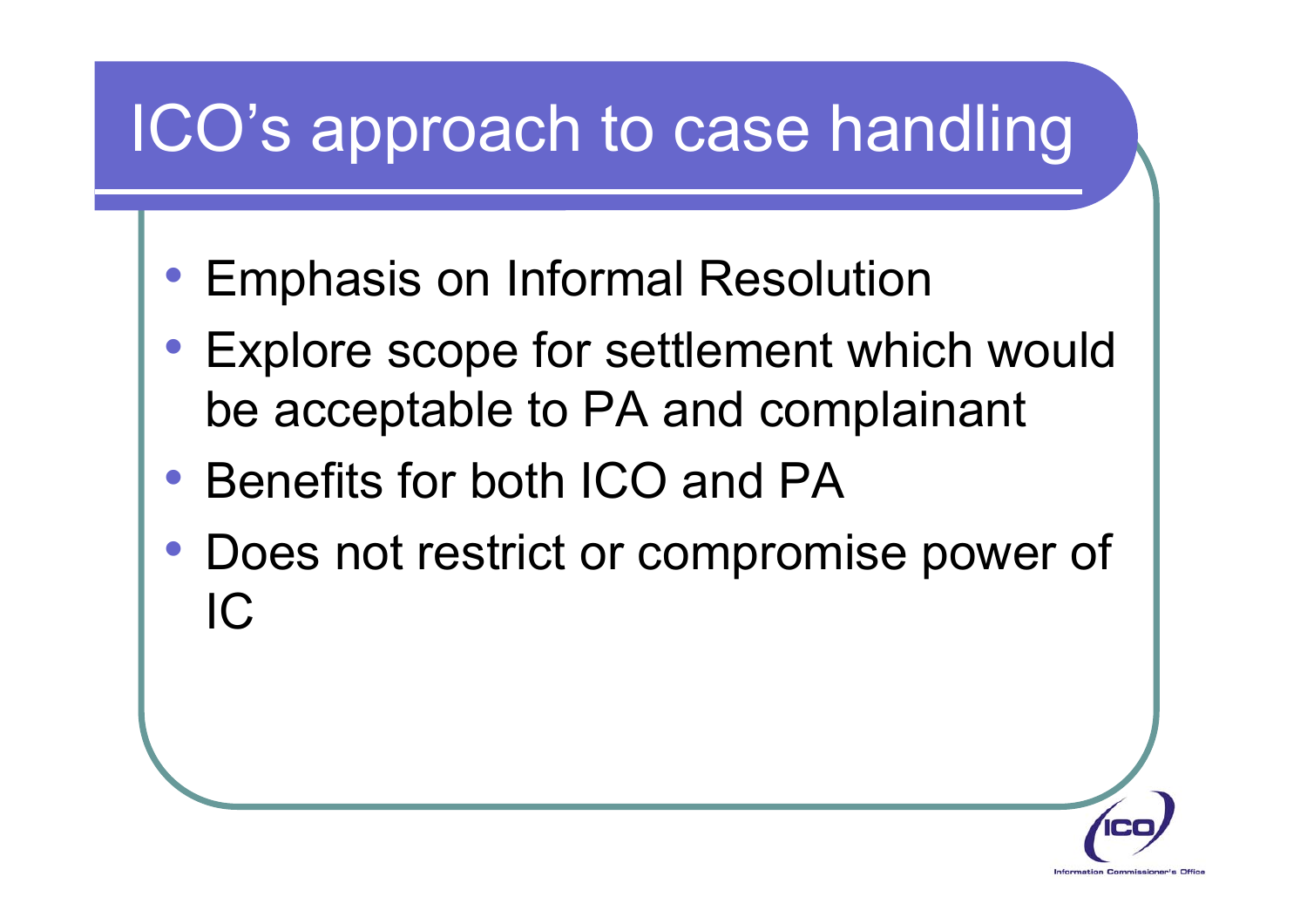# ICO's approach to case handling

- Emphasis on Informal Resolution
- Explore scope for settlement which would be acceptable to PA and complainant
- Benefits for both ICO and PA
- Does not restrict or compromise power of IC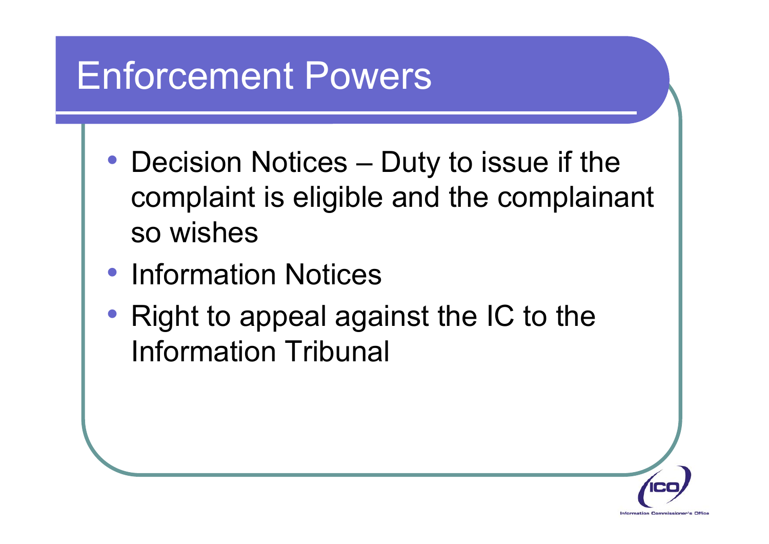# Enforcement Powers

- Decision Notices – Duty to issue if the complaint is eligible and the complainant so wishes
- Information Notices
- Right to appeal against the IC to the Information Tribunal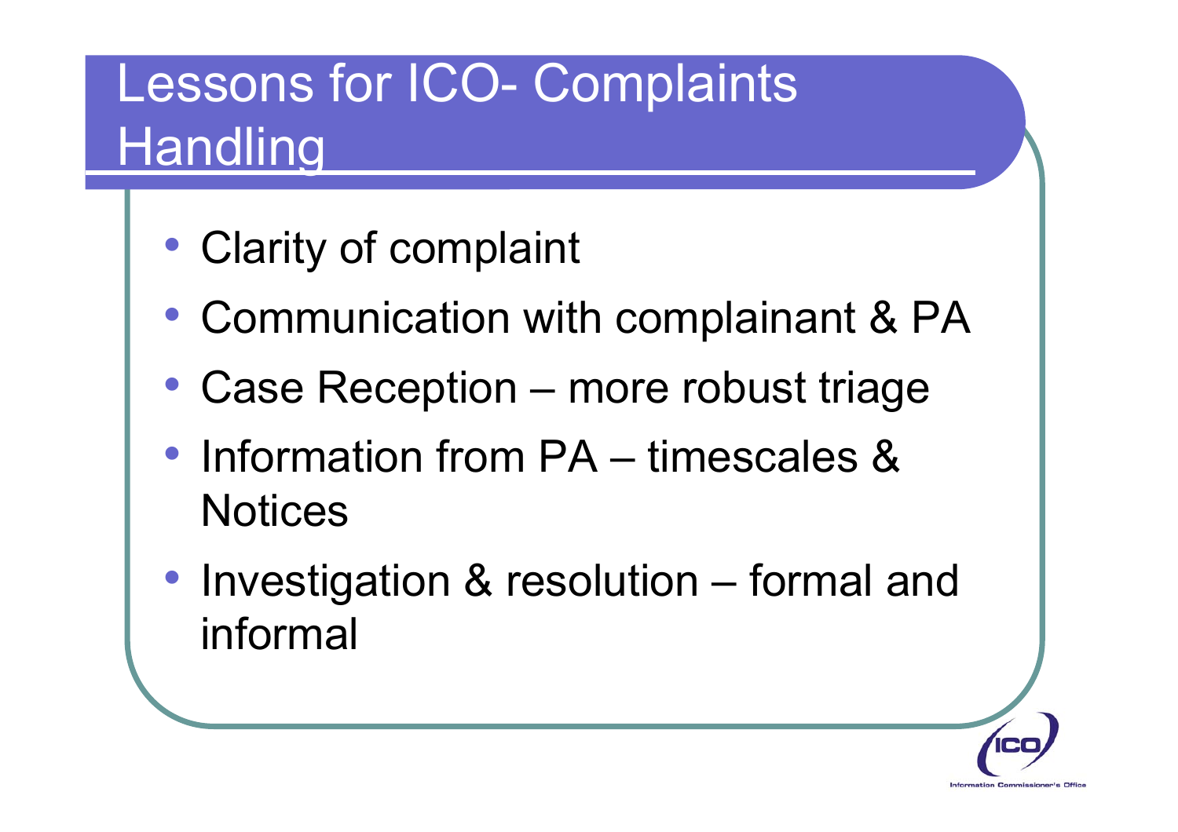# Lessons for ICO- Complaints Handling

- Clarity of complaint
- Communication with complainant & PA
- Case Reception – more robust triage
- Information from PA – timescales & Notices
- Investigation & resolution – formal and informal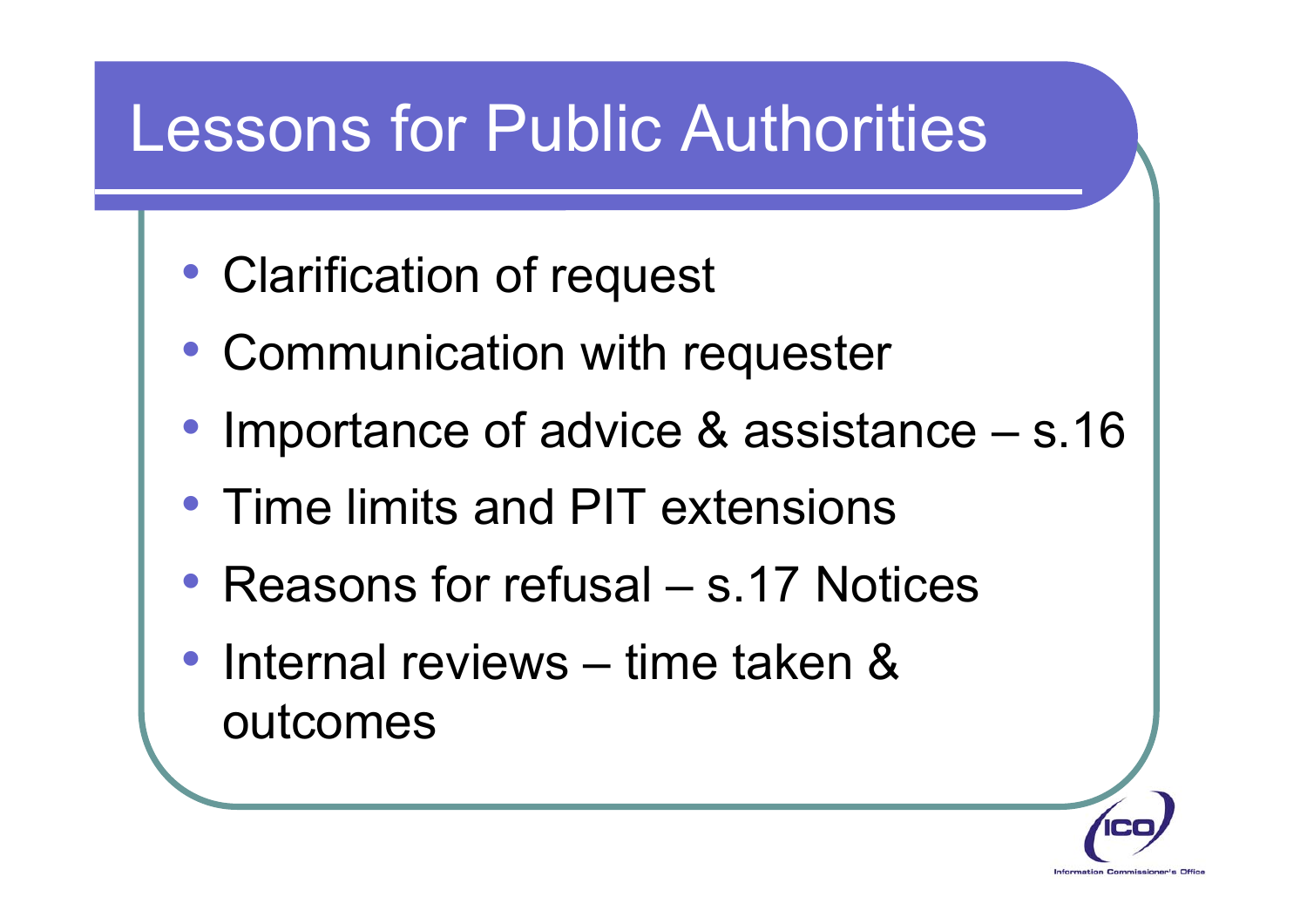# Lessons for Public Authorities

- Clarification of request
- Communication with requester
- Importance of advice & assistance – s.16
- Time limits and PIT extensions
- Reasons for refusal – s.17 Notices
- Internal reviews – time taken & outcomes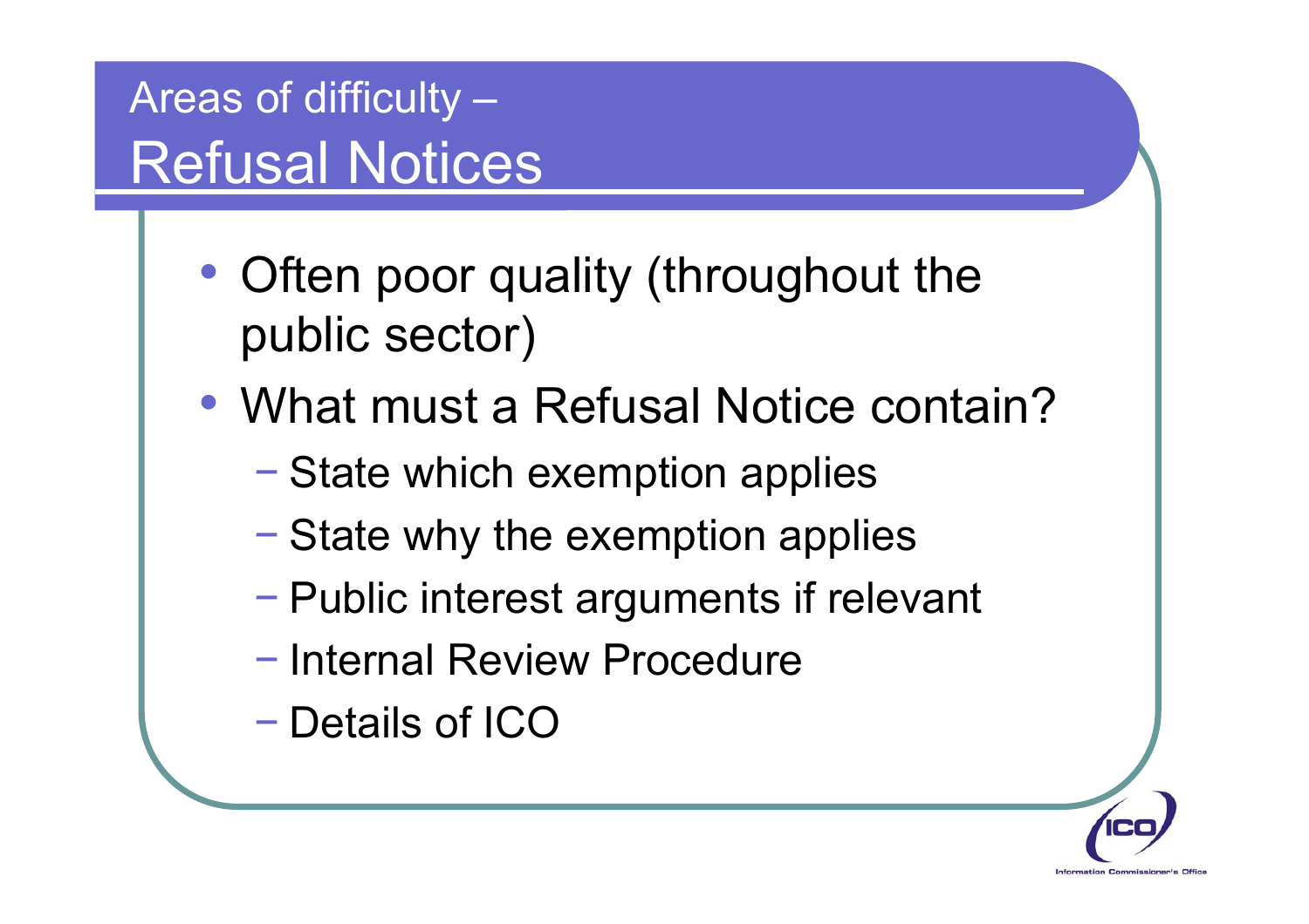# Areas of difficulty – Refusal Notices

- Often poor quality (throughout the public sector)
- What must a Refusal Notice contain?
  - State which exemption applies
  - State why the exemption applies
  - Public interest arguments if relevant
  - Internal Review Procedure
  - Details of ICO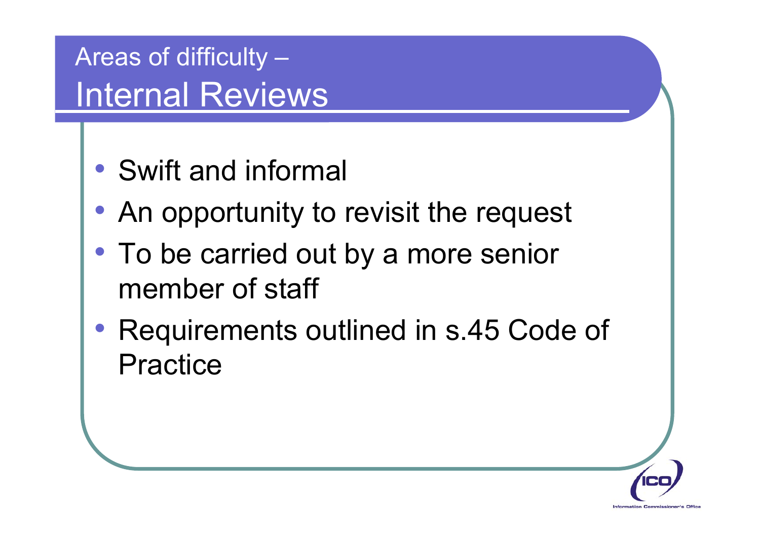# Areas of difficulty – Internal Reviews

- Swift and informal
- An opportunity to revisit the request
- To be carried out by a more senior member of staff
- Requirements outlined in s.45 Code of Practice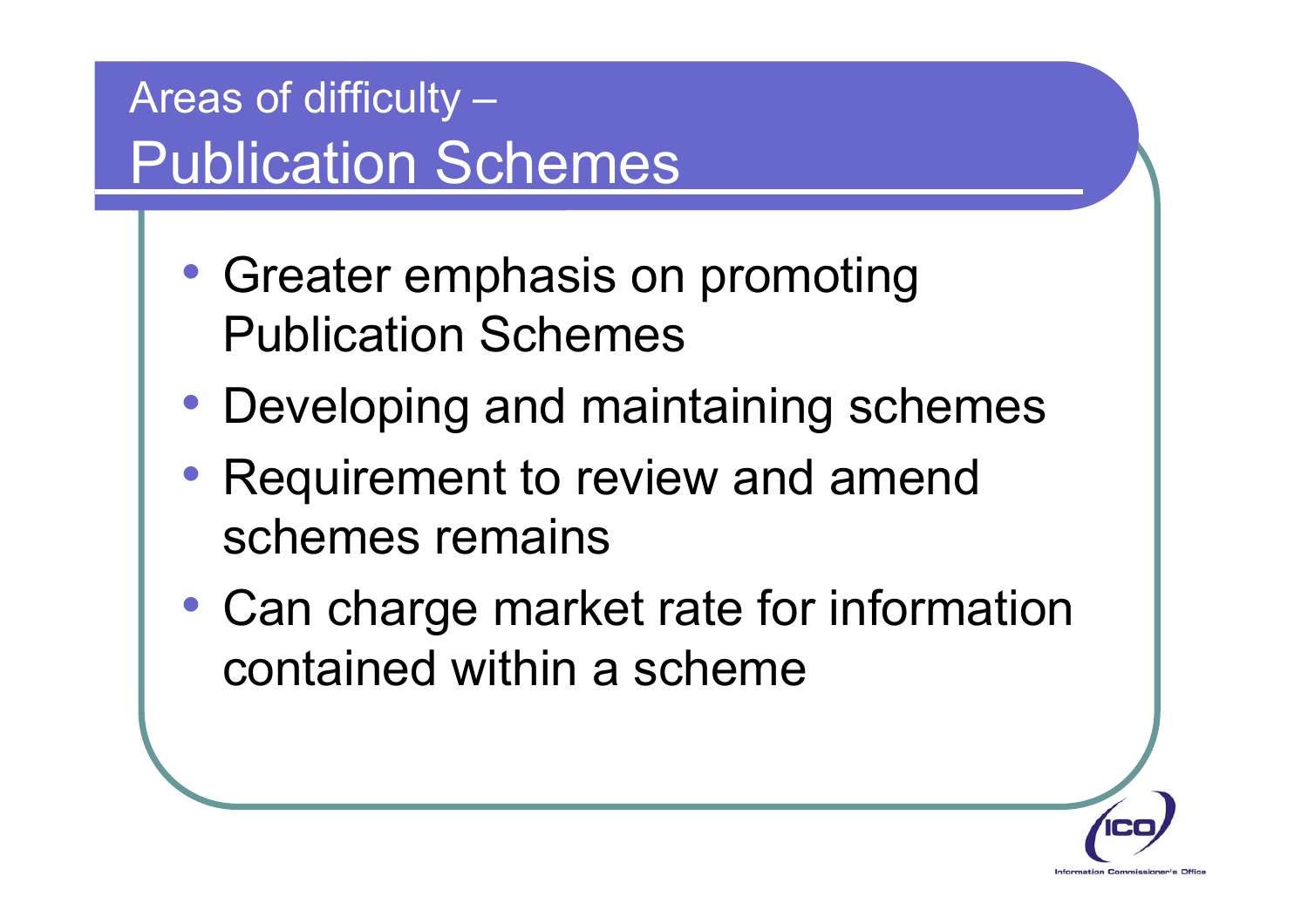## Areas of difficulty –

# Publication Schemes

- Greater emphasis on promoting Publication Schemes
- Developing and maintaining schemes
- Requirement to review and amend schemes remains
- Can charge market rate for information contained within a scheme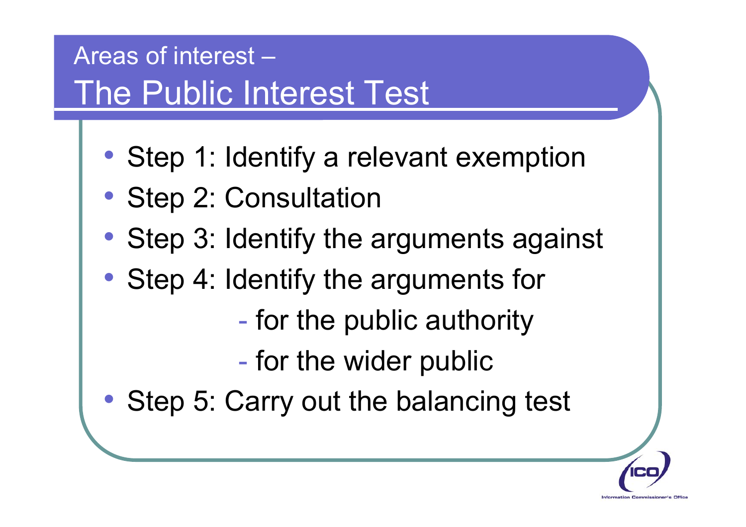## Areas of interest –

# The Public Interest Test

- Step 1: Identify a relevant exemption
- Step 2: Consultation
- Step 3: Identify the arguments against
- Step 4: Identify the arguments for
  - for the public authority
  - for the wider public
- Step 5: Carry out the balancing test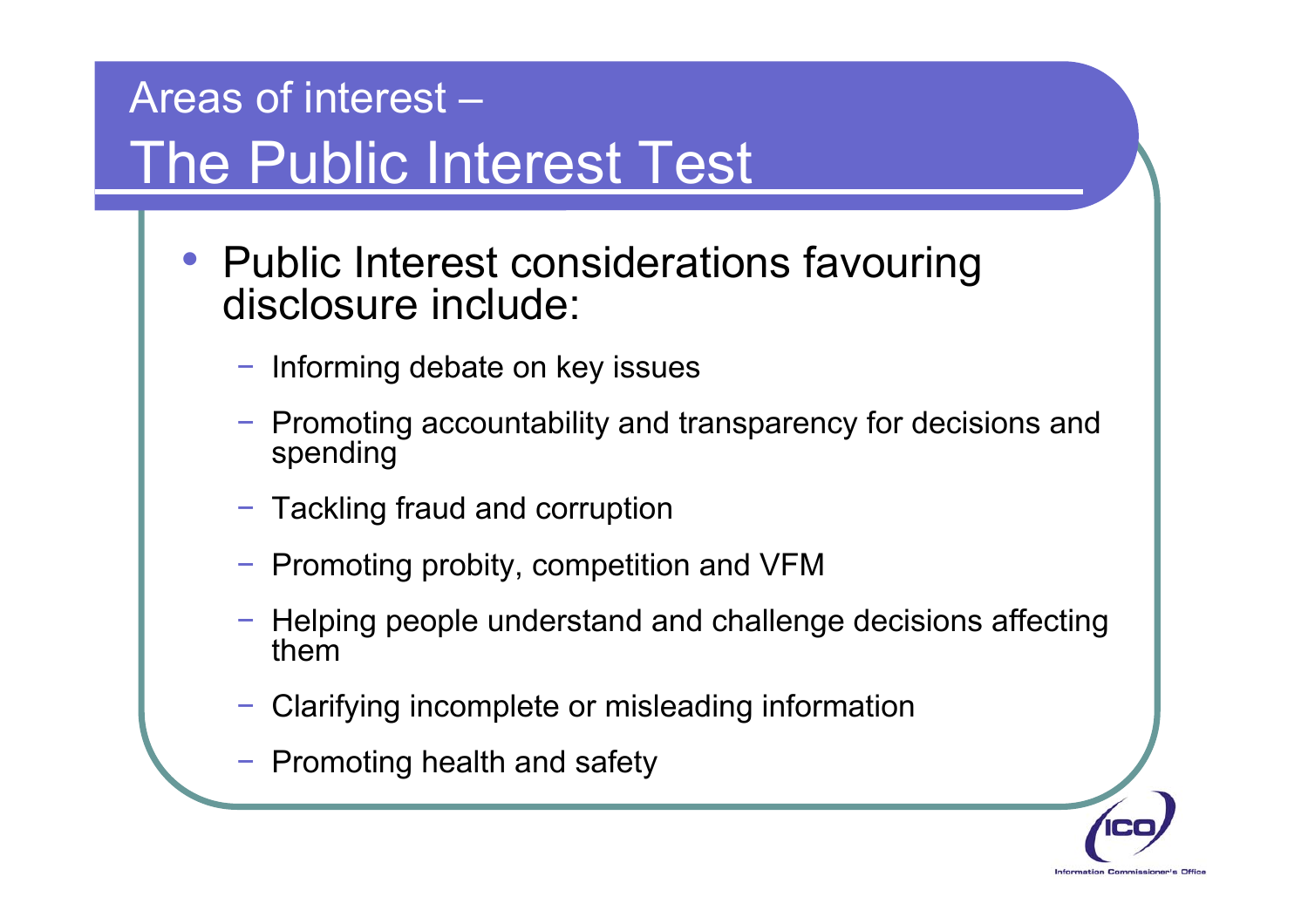# Areas of interest –

# The Public Interest Test

- Public Interest considerations favouring disclosure include:
  - Informing debate on key issues
  - Promoting accountability and transparency for decisions and spending
  - Tackling fraud and corruption
  - Promoting probity, competition and VFM
  - Helping people understand and challenge decisions affecting them
  - Clarifying incomplete or misleading information
  - Promoting health and safety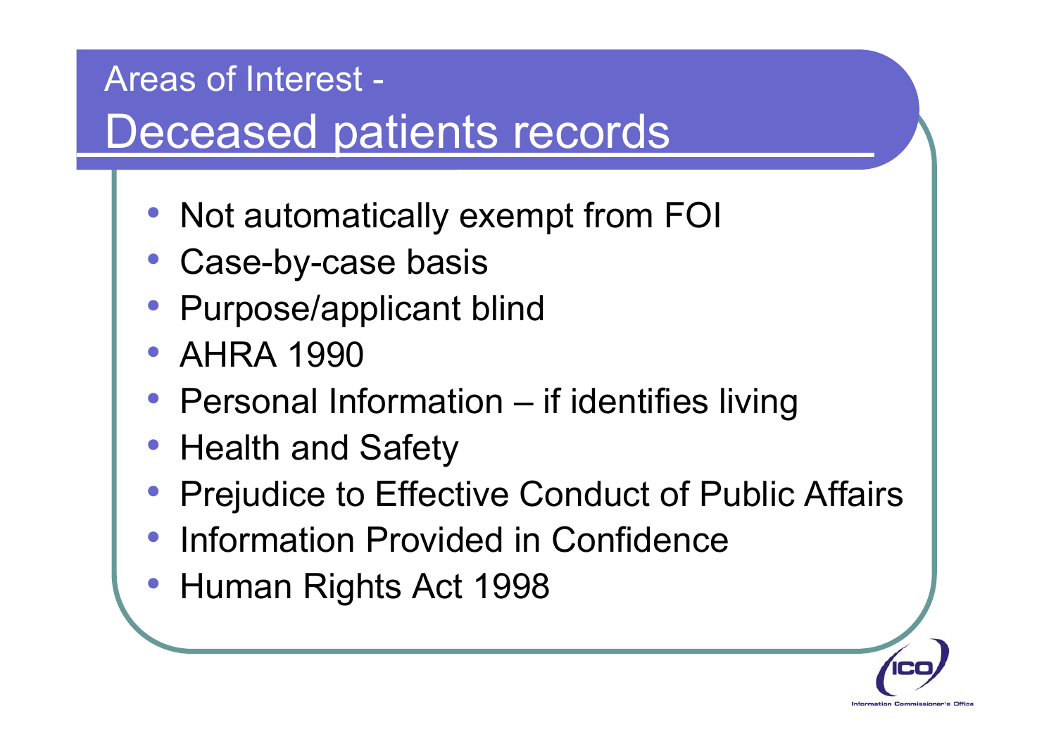# Areas of Interest - Deceased patients records

- Not automatically exempt from FOI
- Case-by-case basis
- Purpose/applicant blind
- AHRA 1990
- Personal Information – if identifies living
- Health and Safety
- Prejudice to Effective Conduct of Public Affairs
- Information Provided in Confidence
- Human Rights Act 1998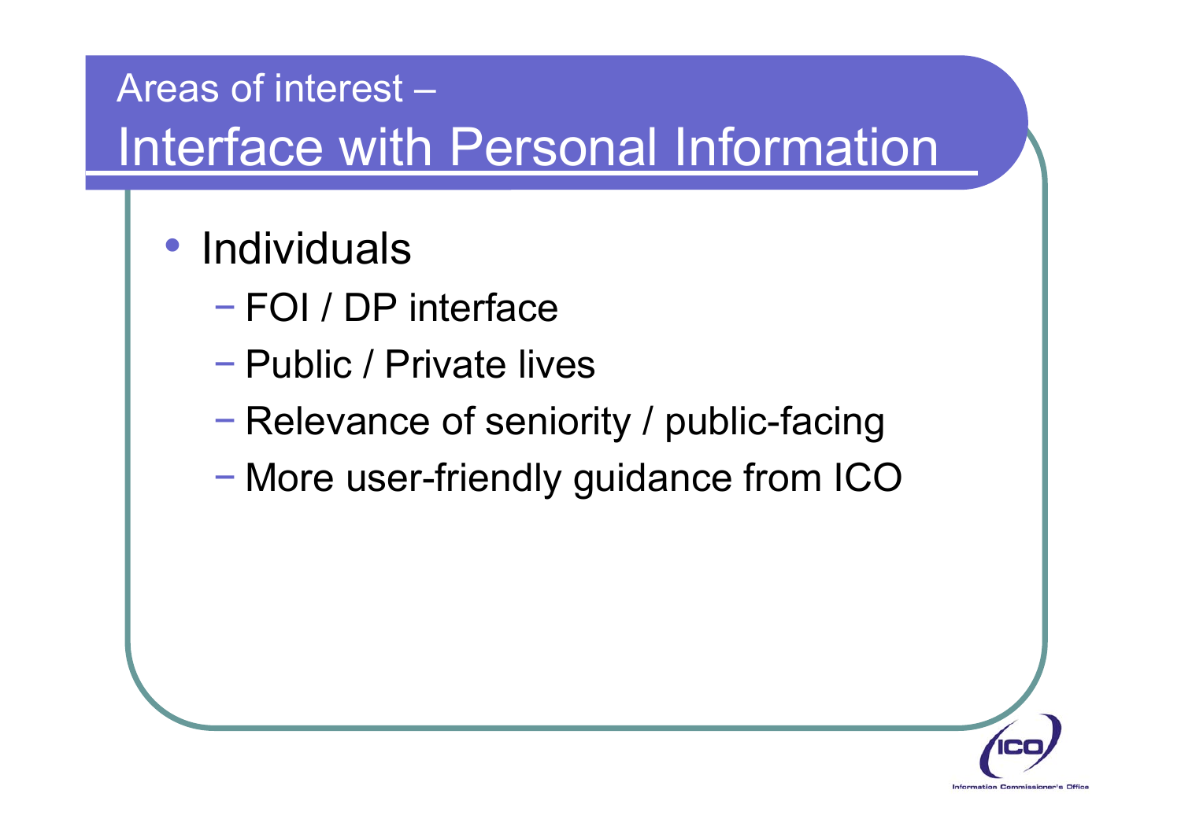## Areas of interest –

# Interface with Personal Information

- Individuals
  - FOI / DP interface
  - Public / Private lives
  - Relevance of seniority / public-facing
  - More user-friendly guidance from ICO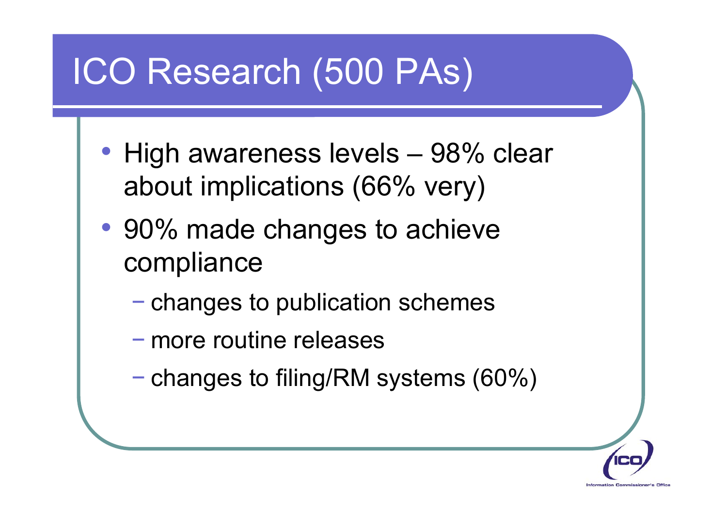# ICO Research (500 PAs)

- High awareness levels – 98% clear about implications (66% very)
- 90% made changes to achieve compliance
  - changes to publication schemes
  - more routine releases
  - changes to filing/RM systems (60%)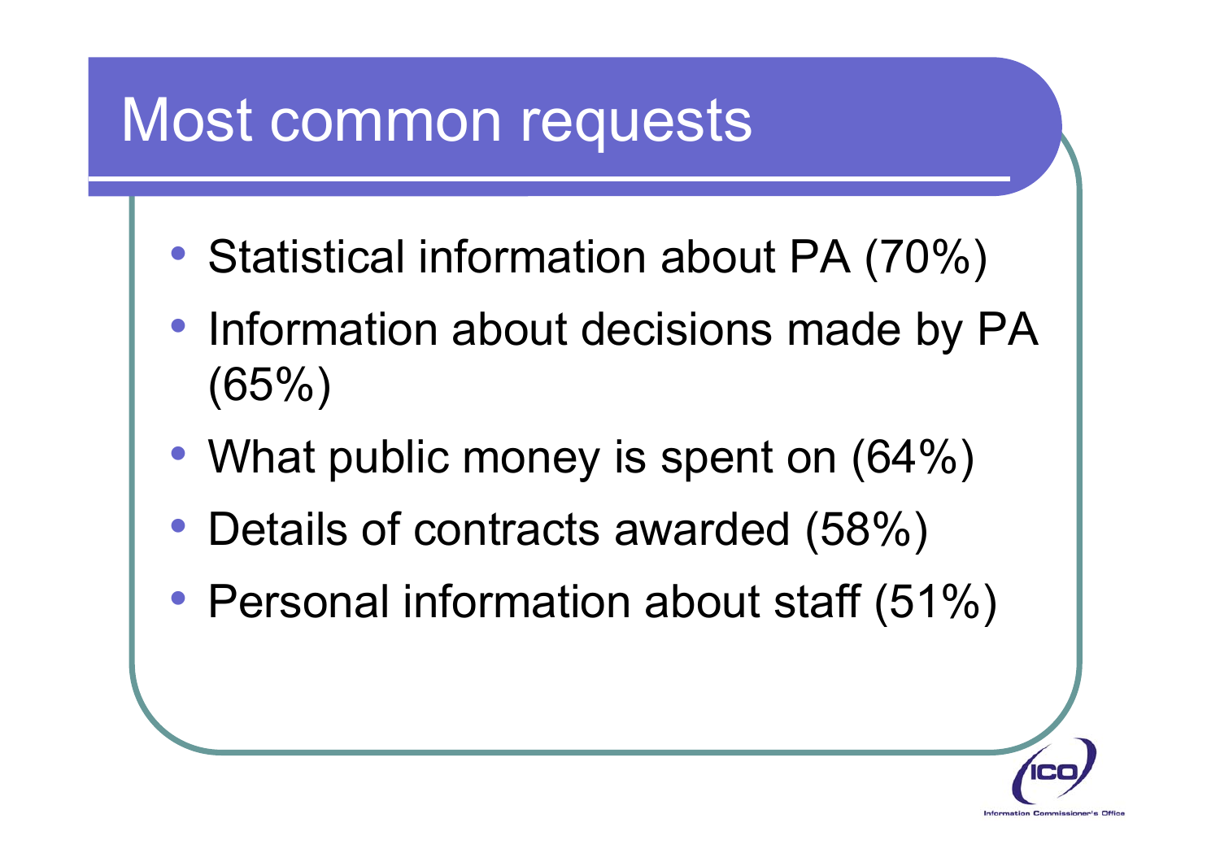# Most common requests

- Statistical information about PA (70%)
- Information about decisions made by PA (65%)
- What public money is spent on (64%)
- Details of contracts awarded (58%)
- Personal information about staff (51%)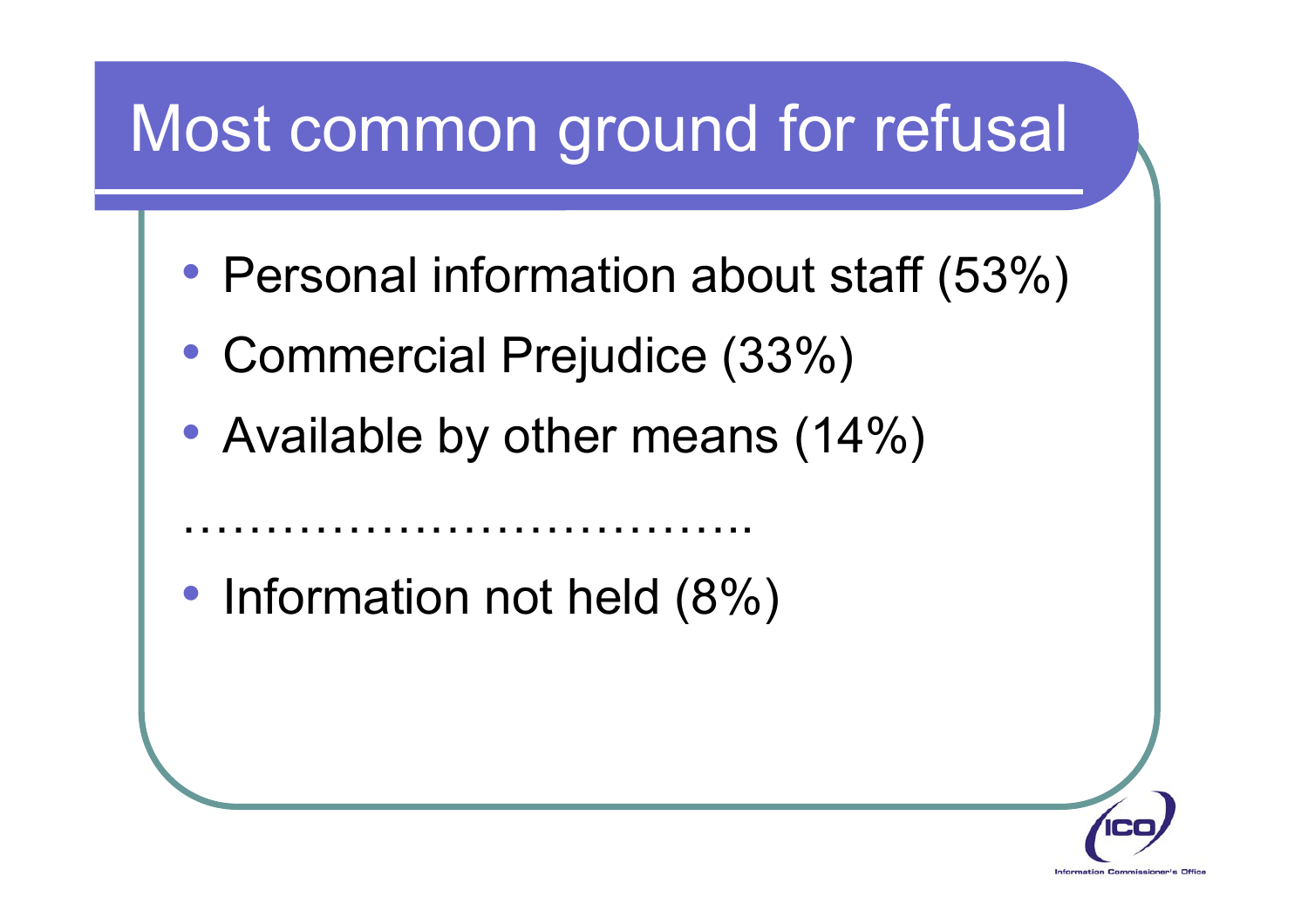# Most common ground for refusal

- Personal information about staff (53%)
- Commercial Prejudice (33%)
- Available by other means (14%)

………………………………..

- Information not held (8%)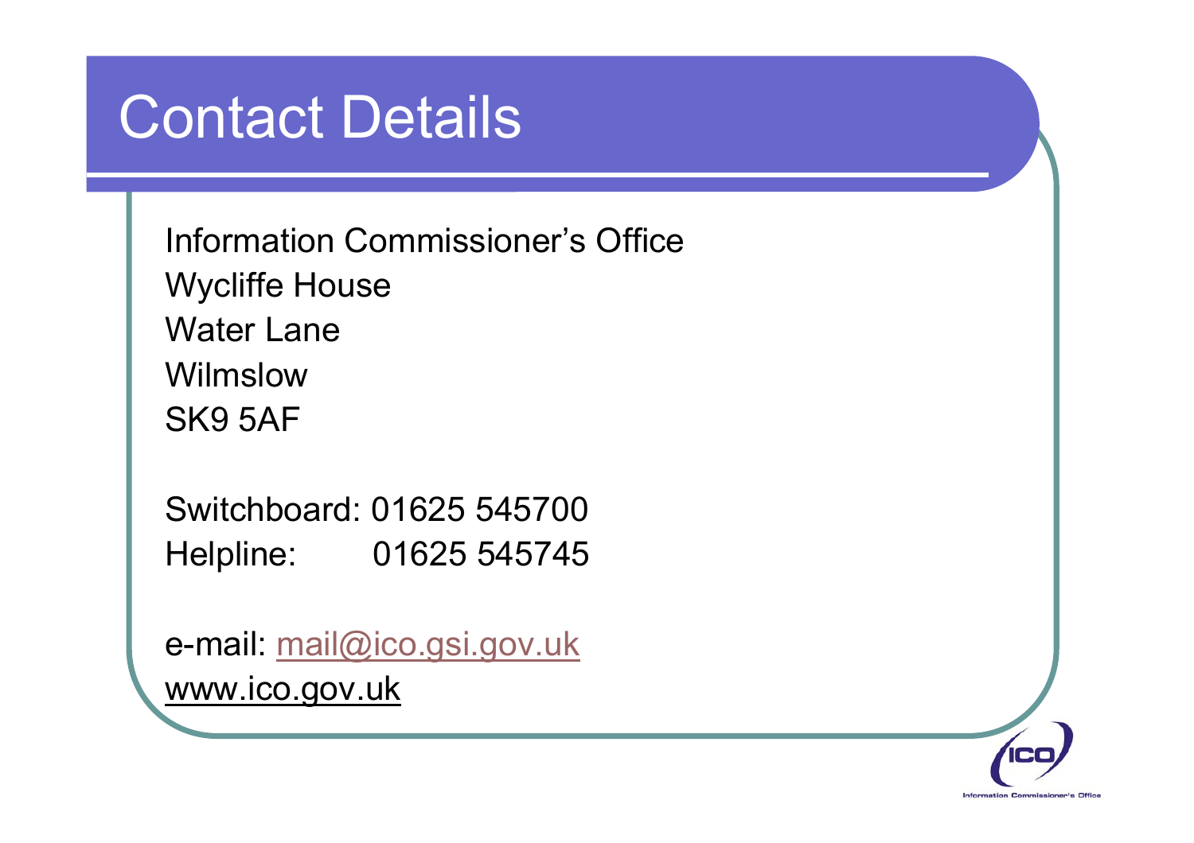# Contact Details

Information Commissioner's Office
Wycliffe House
Water Lane
Wilmslow
SK9 5AF

Switchboard: 01625 545700
Helpline: 01625 545745

e-mail: mail@ico.gsi.gov.uk
www.ico.gov.uk